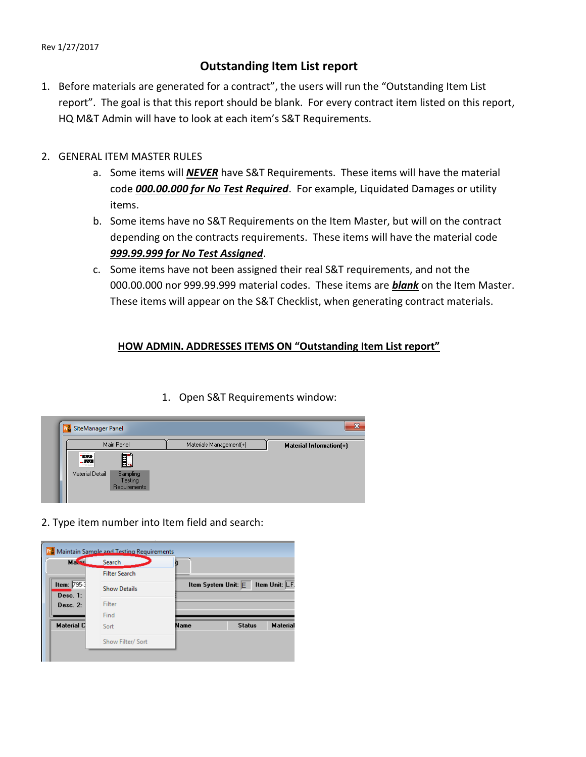Rev 1/27/2017

# Outstanding Item List report

1. Before materials are generated for a contract, the users will run the "Outstanding Item List report". The goal is that this report should be blank. For every contract item listed on this report, HQ M&T Admin will have to look at each item's S&T Requirements.

2. GENERAL ITEM MASTER RULES
   a. Some items will ***NEVER*** have S&T Requirements. These items will have the material code ***000.00.000 for No Test Required***. For example, Liquidated Damages or utility items.
   b. Some items have no S&T Requirements on the Item Master, but will on the contract depending on the contracts requirements. These items will have the material code ***999.99.999 for No Test Assigned***.
   c. Some items have not been assigned their real S&T requirements, and not the 000.00.000 nor 999.99.999 material codes. These items are ***blank*** on the Item Master. These items will appear on the S&T Checklist, when generating contract materials.

## HOW ADMIN. ADDRESSES ITEMS ON "Outstanding Item List report"

1. Open S&T Requirements window:

2. Type item number into Item field and search: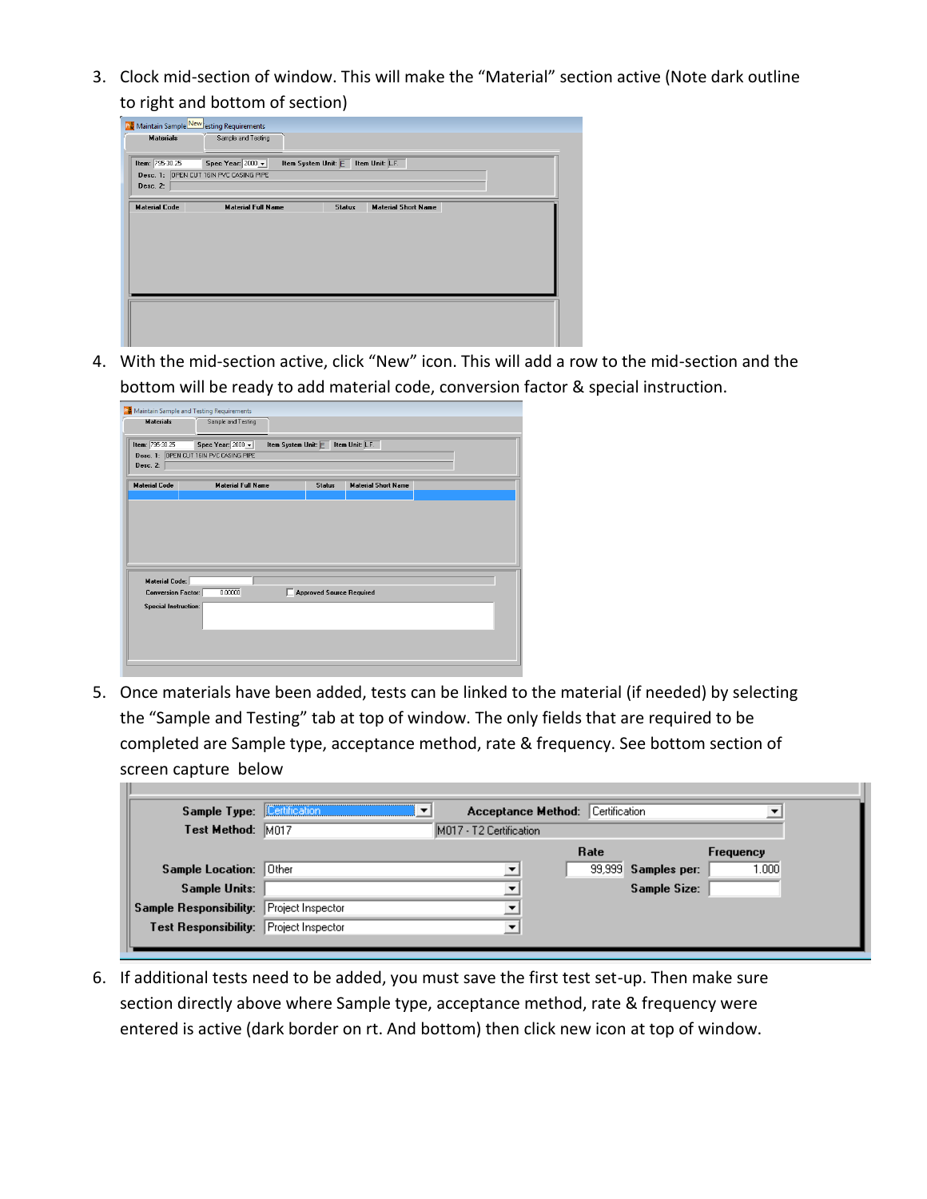3. Clock mid-section of window. This will make the "Material" section active (Note dark outline to right and bottom of section)

4. With the mid-section active, click "New" icon. This will add a row to the mid-section and the bottom will be ready to add material code, conversion factor & special instruction.

5. Once materials have been added, tests can be linked to the material (if needed) by selecting the "Sample and Testing" tab at top of window. The only fields that are required to be completed are Sample type, acceptance method, rate & frequency. See bottom section of screen capture below

6. If additional tests need to be added, you must save the first test set-up. Then make sure section directly above where Sample type, acceptance method, rate & frequency were entered is active (dark border on rt. And bottom) then click new icon at top of window.